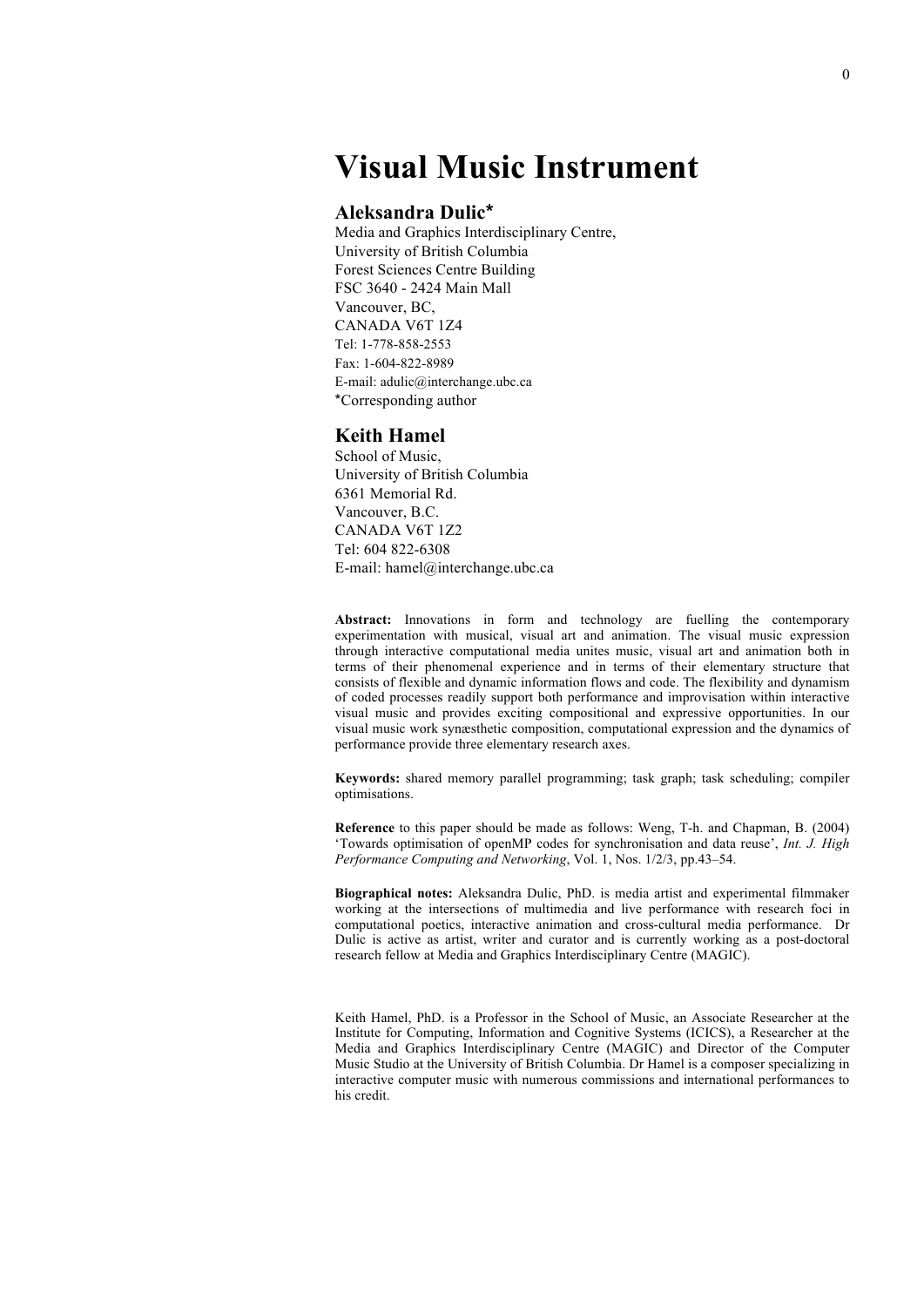# Visual Music Instrument

## Aleksandra Dulic*

Media and Graphics Interdisciplinary Centre,
University of British Columbia
Forest Sciences Centre Building
FSC 3640 - 2424 Main Mall
Vancouver, BC,
CANADA V6T 1Z4
Tel: 1-778-858-2553
Fax: 1-604-822-8989
E-mail: adulic@interchange.ubc.ca
*Corresponding author

## Keith Hamel

School of Music,
University of British Columbia
6361 Memorial Rd.
Vancouver, B.C.
CANADA V6T 1Z2
Tel: 604 822-6308
E-mail: hamel@interchange.ubc.ca

**Abstract:** Innovations in form and technology are fuelling the contemporary experimentation with musical, visual art and animation. The visual music expression through interactive computational media unites music, visual art and animation both in terms of their phenomenal experience and in terms of their elementary structure that consists of flexible and dynamic information flows and code. The flexibility and dynamism of coded processes readily support both performance and improvisation within interactive visual music and provides exciting compositional and expressive opportunities. In our visual music work synæsthetic composition, computational expression and the dynamics of performance provide three elementary research axes.

**Keywords:** shared memory parallel programming; task graph; task scheduling; compiler optimisations.

**Reference** to this paper should be made as follows: Weng, T-h. and Chapman, B. (2004) 'Towards optimisation of openMP codes for synchronisation and data reuse', *Int. J. High Performance Computing and Networking*, Vol. 1, Nos. 1/2/3, pp.43–54.

**Biographical notes:** Aleksandra Dulic, PhD. is media artist and experimental filmmaker working at the intersections of multimedia and live performance with research foci in computational poetics, interactive animation and cross-cultural media performance. Dr Dulic is active as artist, writer and curator and is currently working as a post-doctoral research fellow at Media and Graphics Interdisciplinary Centre (MAGIC).

Keith Hamel, PhD. is a Professor in the School of Music, an Associate Researcher at the Institute for Computing, Information and Cognitive Systems (ICICS), a Researcher at the Media and Graphics Interdisciplinary Centre (MAGIC) and Director of the Computer Music Studio at the University of British Columbia. Dr Hamel is a composer specializing in interactive computer music with numerous commissions and international performances to his credit.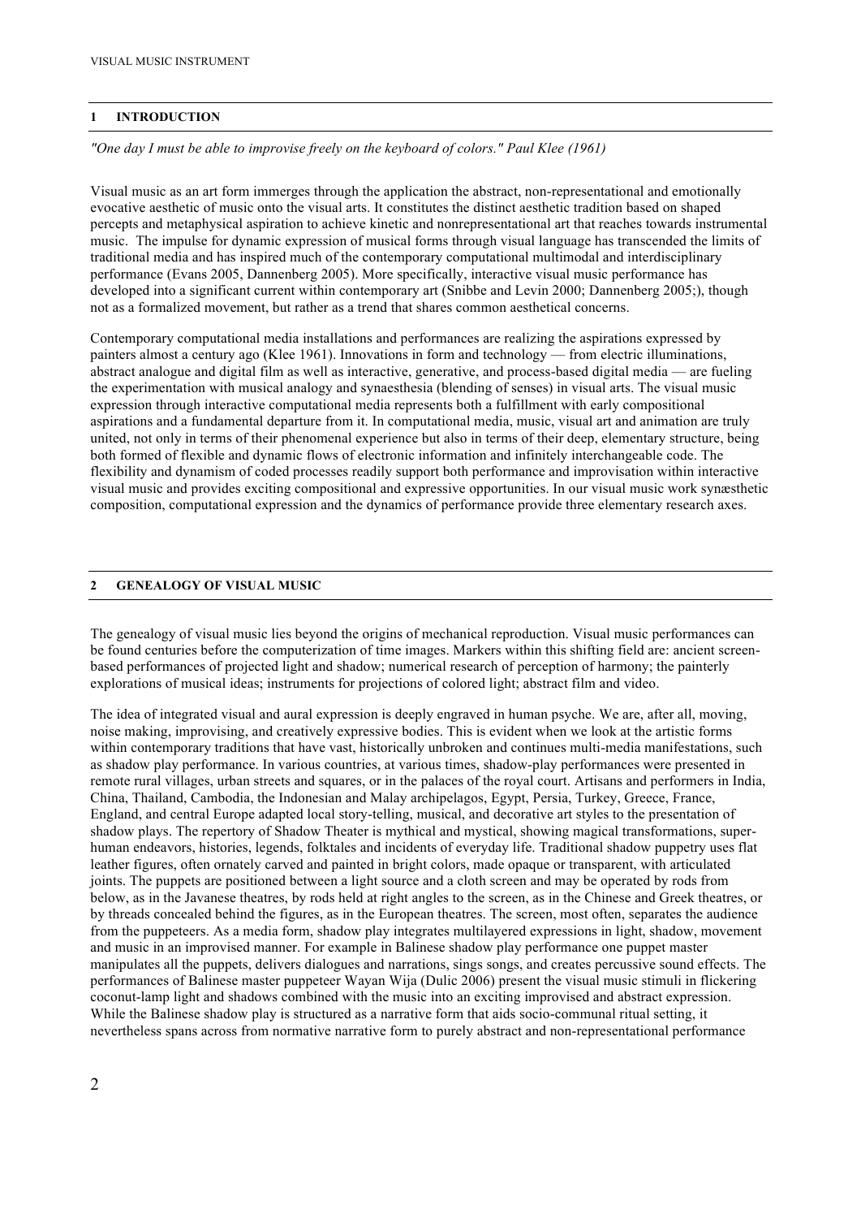## 1 INTRODUCTION

*"One day I must be able to improvise freely on the keyboard of colors." Paul Klee (1961)*

Visual music as an art form immerges through the application the abstract, non-representational and emotionally evocative aesthetic of music onto the visual arts. It constitutes the distinct aesthetic tradition based on shaped percepts and metaphysical aspiration to achieve kinetic and nonrepresentational art that reaches towards instrumental music. The impulse for dynamic expression of musical forms through visual language has transcended the limits of traditional media and has inspired much of the contemporary computational multimodal and interdisciplinary performance (Evans 2005, Dannenberg 2005). More specifically, interactive visual music performance has developed into a significant current within contemporary art (Snibbe and Levin 2000; Dannenberg 2005;), though not as a formalized movement, but rather as a trend that shares common aesthetical concerns.

Contemporary computational media installations and performances are realizing the aspirations expressed by painters almost a century ago (Klee 1961). Innovations in form and technology — from electric illuminations, abstract analogue and digital film as well as interactive, generative, and process-based digital media — are fueling the experimentation with musical analogy and synaesthesia (blending of senses) in visual arts. The visual music expression through interactive computational media represents both a fulfillment with early compositional aspirations and a fundamental departure from it. In computational media, music, visual art and animation are truly united, not only in terms of their phenomenal experience but also in terms of their deep, elementary structure, being both formed of flexible and dynamic flows of electronic information and infinitely interchangeable code. The flexibility and dynamism of coded processes readily support both performance and improvisation within interactive visual music and provides exciting compositional and expressive opportunities. In our visual music work synæsthetic composition, computational expression and the dynamics of performance provide three elementary research axes.

## 2 GENEALOGY OF VISUAL MUSIC

The genealogy of visual music lies beyond the origins of mechanical reproduction. Visual music performances can be found centuries before the computerization of time images. Markers within this shifting field are: ancient screen-based performances of projected light and shadow; numerical research of perception of harmony; the painterly explorations of musical ideas; instruments for projections of colored light; abstract film and video.

The idea of integrated visual and aural expression is deeply engraved in human psyche. We are, after all, moving, noise making, improvising, and creatively expressive bodies. This is evident when we look at the artistic forms within contemporary traditions that have vast, historically unbroken and continues multi-media manifestations, such as shadow play performance. In various countries, at various times, shadow-play performances were presented in remote rural villages, urban streets and squares, or in the palaces of the royal court. Artisans and performers in India, China, Thailand, Cambodia, the Indonesian and Malay archipelagos, Egypt, Persia, Turkey, Greece, France, England, and central Europe adapted local story-telling, musical, and decorative art styles to the presentation of shadow plays. The repertory of Shadow Theater is mythical and mystical, showing magical transformations, super-human endeavors, histories, legends, folktales and incidents of everyday life. Traditional shadow puppetry uses flat leather figures, often ornately carved and painted in bright colors, made opaque or transparent, with articulated joints. The puppets are positioned between a light source and a cloth screen and may be operated by rods from below, as in the Javanese theatres, by rods held at right angles to the screen, as in the Chinese and Greek theatres, or by threads concealed behind the figures, as in the European theatres. The screen, most often, separates the audience from the puppeteers. As a media form, shadow play integrates multilayered expressions in light, shadow, movement and music in an improvised manner. For example in Balinese shadow play performance one puppet master manipulates all the puppets, delivers dialogues and narrations, sings songs, and creates percussive sound effects. The performances of Balinese master puppeteer Wayan Wija (Dulic 2006) present the visual music stimuli in flickering coconut-lamp light and shadows combined with the music into an exciting improvised and abstract expression. While the Balinese shadow play is structured as a narrative form that aids socio-communal ritual setting, it nevertheless spans across from normative narrative form to purely abstract and non-representational performance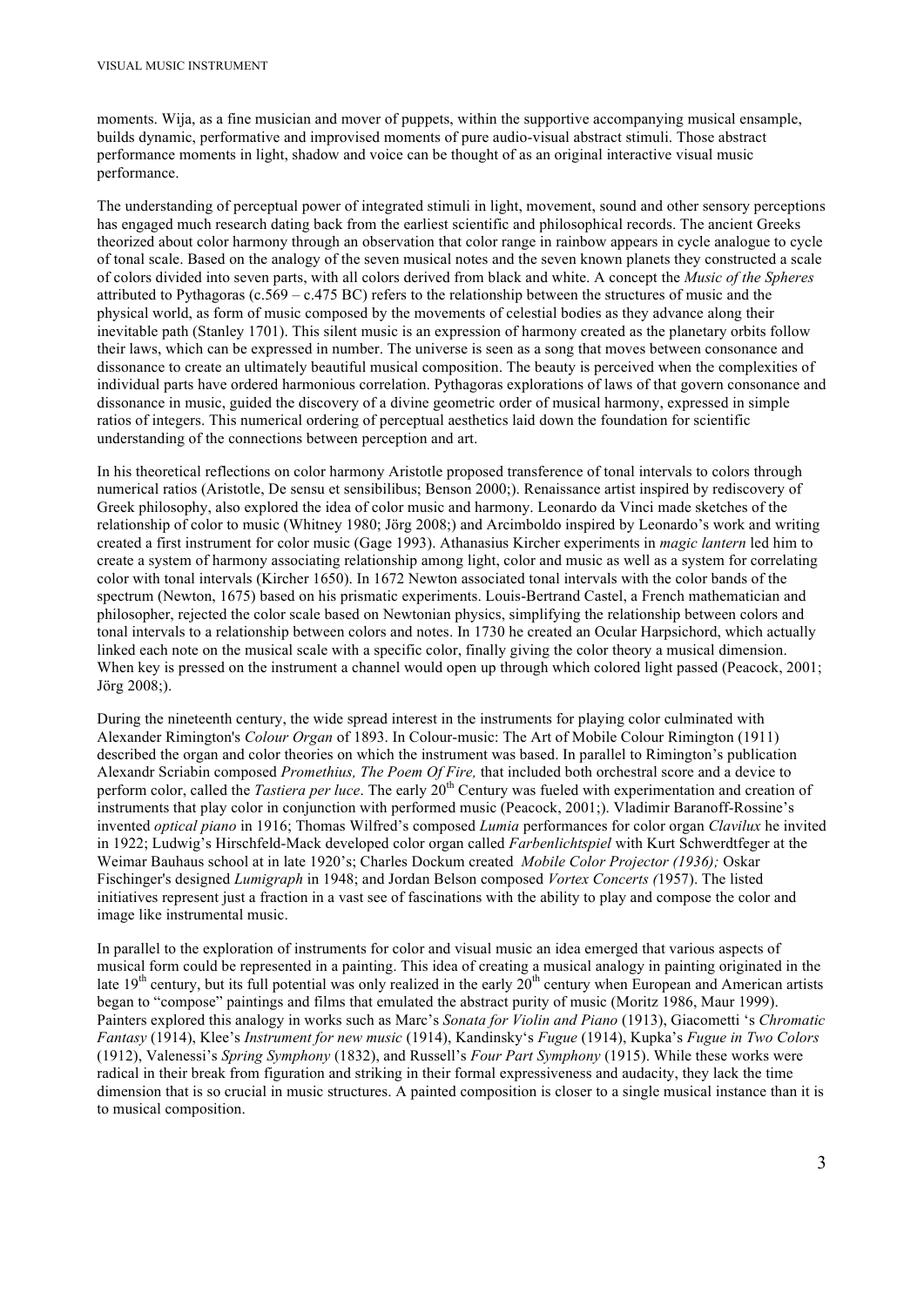moments. Wija, as a fine musician and mover of puppets, within the supportive accompanying musical ensample, builds dynamic, performative and improvised moments of pure audio-visual abstract stimuli. Those abstract performance moments in light, shadow and voice can be thought of as an original interactive visual music performance.

The understanding of perceptual power of integrated stimuli in light, movement, sound and other sensory perceptions has engaged much research dating back from the earliest scientific and philosophical records. The ancient Greeks theorized about color harmony through an observation that color range in rainbow appears in cycle analogue to cycle of tonal scale. Based on the analogy of the seven musical notes and the seven known planets they constructed a scale of colors divided into seven parts, with all colors derived from black and white. A concept the *Music of the Spheres* attributed to Pythagoras (c.569 – c.475 BC) refers to the relationship between the structures of music and the physical world, as form of music composed by the movements of celestial bodies as they advance along their inevitable path (Stanley 1701). This silent music is an expression of harmony created as the planetary orbits follow their laws, which can be expressed in number. The universe is seen as a song that moves between consonance and dissonance to create an ultimately beautiful musical composition. The beauty is perceived when the complexities of individual parts have ordered harmonious correlation. Pythagoras explorations of laws of that govern consonance and dissonance in music, guided the discovery of a divine geometric order of musical harmony, expressed in simple ratios of integers. This numerical ordering of perceptual aesthetics laid down the foundation for scientific understanding of the connections between perception and art.

In his theoretical reflections on color harmony Aristotle proposed transference of tonal intervals to colors through numerical ratios (Aristotle, De sensu et sensibilibus; Benson 2000;). Renaissance artist inspired by rediscovery of Greek philosophy, also explored the idea of color music and harmony. Leonardo da Vinci made sketches of the relationship of color to music (Whitney 1980; Jörg 2008;) and Arcimboldo inspired by Leonardo's work and writing created a first instrument for color music (Gage 1993). Athanasius Kircher experiments in *magic lantern* led him to create a system of harmony associating relationship among light, color and music as well as a system for correlating color with tonal intervals (Kircher 1650). In 1672 Newton associated tonal intervals with the color bands of the spectrum (Newton, 1675) based on his prismatic experiments. Louis-Bertrand Castel, a French mathematician and philosopher, rejected the color scale based on Newtonian physics, simplifying the relationship between colors and tonal intervals to a relationship between colors and notes. In 1730 he created an Ocular Harpsichord, which actually linked each note on the musical scale with a specific color, finally giving the color theory a musical dimension. When key is pressed on the instrument a channel would open up through which colored light passed (Peacock, 2001; Jörg 2008;).

During the nineteenth century, the wide spread interest in the instruments for playing color culminated with Alexander Rimington's *Colour Organ* of 1893. In Colour-music: The Art of Mobile Colour Rimington (1911) described the organ and color theories on which the instrument was based. In parallel to Rimington's publication Alexandr Scriabin composed *Promethius, The Poem Of Fire,* that included both orchestral score and a device to perform color, called the *Tastiera per luce*. The early 20[th] Century was fueled with experimentation and creation of instruments that play color in conjunction with performed music (Peacock, 2001;). Vladimir Baranoff-Rossine's invented *optical piano* in 1916; Thomas Wilfred's composed *Lumia* performances for color organ *Clavilux* he invited in 1922; Ludwig's Hirschfeld-Mack developed color organ called *Farbenlichtspiel* with Kurt Schwerdtfeger at the Weimar Bauhaus school at in late 1920's; Charles Dockum created *Mobile Color Projector (1936);* Oskar Fischinger's designed *Lumigraph* in 1948; and Jordan Belson composed *Vortex Concerts (*1957). The listed initiatives represent just a fraction in a vast see of fascinations with the ability to play and compose the color and image like instrumental music.

In parallel to the exploration of instruments for color and visual music an idea emerged that various aspects of musical form could be represented in a painting. This idea of creating a musical analogy in painting originated in the late 19[th] century, but its full potential was only realized in the early 20[th] century when European and American artists began to "compose" paintings and films that emulated the abstract purity of music (Moritz 1986, Maur 1999). Painters explored this analogy in works such as Marc's *Sonata for Violin and Piano* (1913), Giacometti 's *Chromatic Fantasy* (1914), Klee's *Instrument for new music* (1914), Kandinsky's *Fugue* (1914), Kupka's *Fugue in Two Colors* (1912), Valenessi's *Spring Symphony* (1832), and Russell's *Four Part Symphony* (1915). While these works were radical in their break from figuration and striking in their formal expressiveness and audacity, they lack the time dimension that is so crucial in music structures. A painted composition is closer to a single musical instance than it is to musical composition.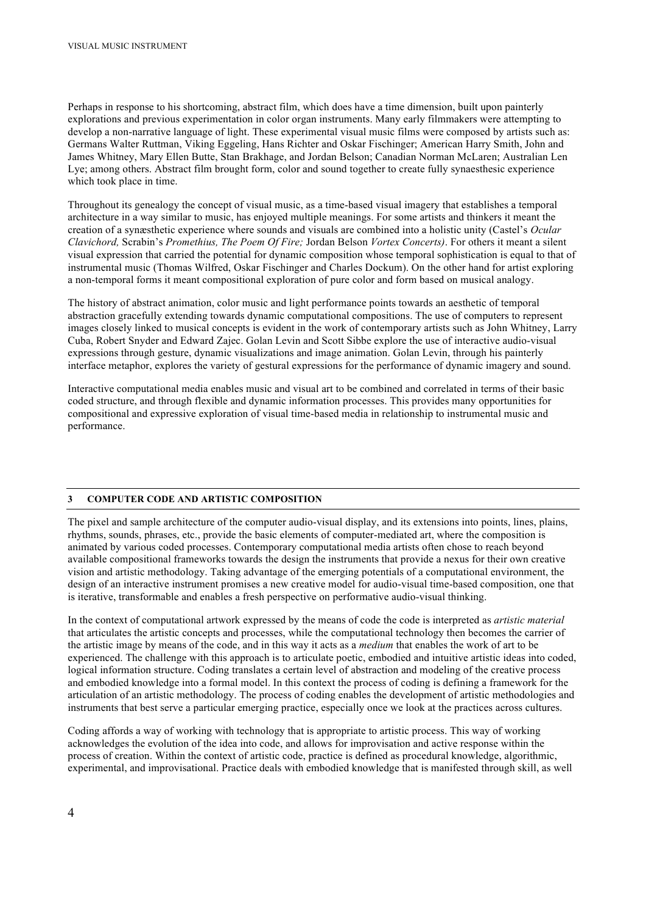Perhaps in response to his shortcoming, abstract film, which does have a time dimension, built upon painterly explorations and previous experimentation in color organ instruments. Many early filmmakers were attempting to develop a non-narrative language of light. These experimental visual music films were composed by artists such as: Germans Walter Ruttman, Viking Eggeling, Hans Richter and Oskar Fischinger; American Harry Smith, John and James Whitney, Mary Ellen Butte, Stan Brakhage, and Jordan Belson; Canadian Norman McLaren; Australian Len Lye; among others. Abstract film brought form, color and sound together to create fully synaesthesic experience which took place in time.

Throughout its genealogy the concept of visual music, as a time-based visual imagery that establishes a temporal architecture in a way similar to music, has enjoyed multiple meanings. For some artists and thinkers it meant the creation of a synæsthetic experience where sounds and visuals are combined into a holistic unity (Castel's *Ocular Clavichord,* Scrabin's *Promethius, The Poem Of Fire;* Jordan Belson *Vortex Concerts)*. For others it meant a silent visual expression that carried the potential for dynamic composition whose temporal sophistication is equal to that of instrumental music (Thomas Wilfred, Oskar Fischinger and Charles Dockum). On the other hand for artist exploring a non-temporal forms it meant compositional exploration of pure color and form based on musical analogy.

The history of abstract animation, color music and light performance points towards an aesthetic of temporal abstraction gracefully extending towards dynamic computational compositions. The use of computers to represent images closely linked to musical concepts is evident in the work of contemporary artists such as John Whitney, Larry Cuba, Robert Snyder and Edward Zajec. Golan Levin and Scott Sibbe explore the use of interactive audio-visual expressions through gesture, dynamic visualizations and image animation. Golan Levin, through his painterly interface metaphor, explores the variety of gestural expressions for the performance of dynamic imagery and sound.

Interactive computational media enables music and visual art to be combined and correlated in terms of their basic coded structure, and through flexible and dynamic information processes. This provides many opportunities for compositional and expressive exploration of visual time-based media in relationship to instrumental music and performance.

## 3 COMPUTER CODE AND ARTISTIC COMPOSITION

The pixel and sample architecture of the computer audio-visual display, and its extensions into points, lines, plains, rhythms, sounds, phrases, etc., provide the basic elements of computer-mediated art, where the composition is animated by various coded processes. Contemporary computational media artists often chose to reach beyond available compositional frameworks towards the design the instruments that provide a nexus for their own creative vision and artistic methodology. Taking advantage of the emerging potentials of a computational environment, the design of an interactive instrument promises a new creative model for audio-visual time-based composition, one that is iterative, transformable and enables a fresh perspective on performative audio-visual thinking.

In the context of computational artwork expressed by the means of code the code is interpreted as *artistic material* that articulates the artistic concepts and processes, while the computational technology then becomes the carrier of the artistic image by means of the code, and in this way it acts as a *medium* that enables the work of art to be experienced. The challenge with this approach is to articulate poetic, embodied and intuitive artistic ideas into coded, logical information structure. Coding translates a certain level of abstraction and modeling of the creative process and embodied knowledge into a formal model. In this context the process of coding is defining a framework for the articulation of an artistic methodology. The process of coding enables the development of artistic methodologies and instruments that best serve a particular emerging practice, especially once we look at the practices across cultures.

Coding affords a way of working with technology that is appropriate to artistic process. This way of working acknowledges the evolution of the idea into code, and allows for improvisation and active response within the process of creation. Within the context of artistic code, practice is defined as procedural knowledge, algorithmic, experimental, and improvisational. Practice deals with embodied knowledge that is manifested through skill, as well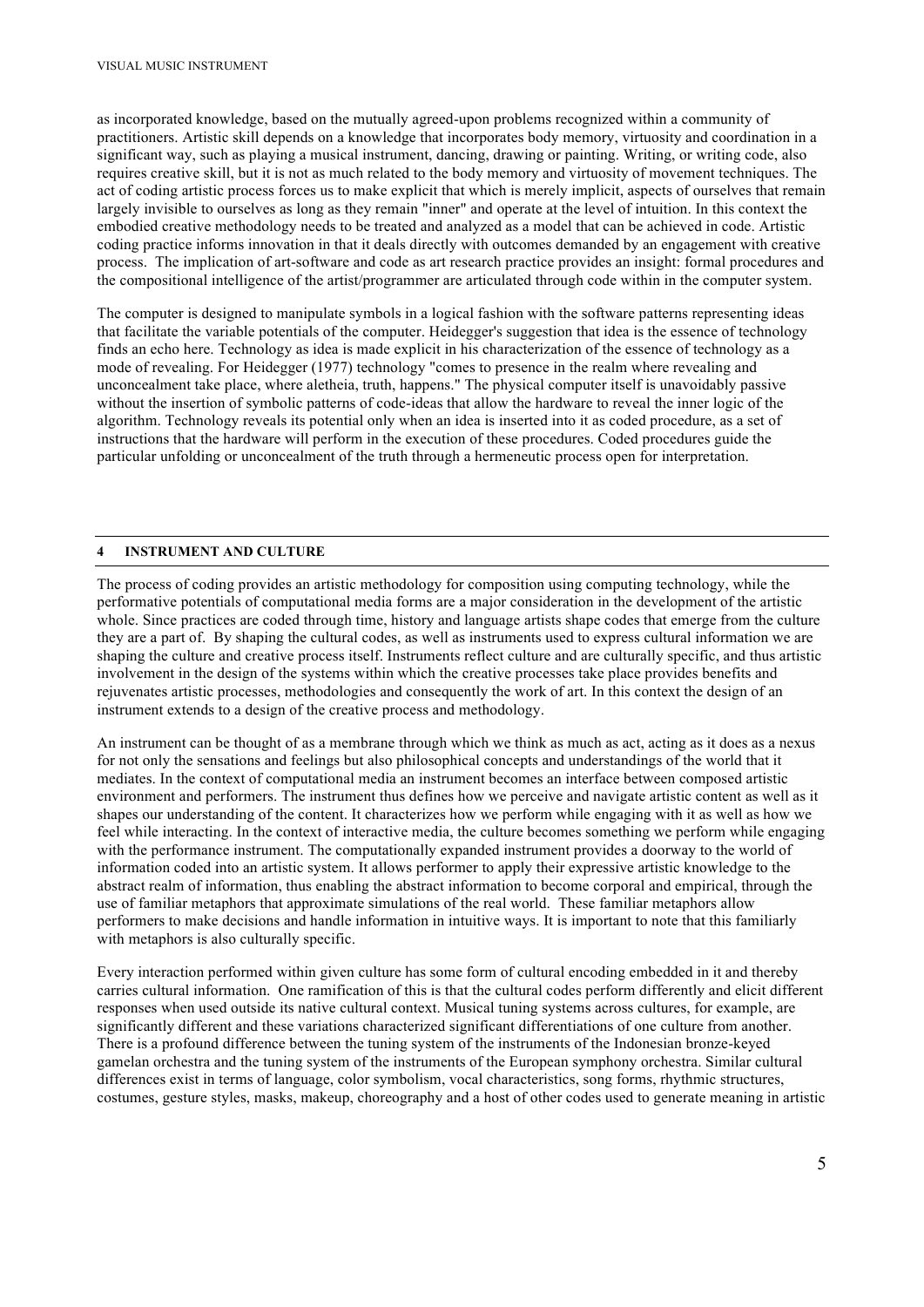as incorporated knowledge, based on the mutually agreed-upon problems recognized within a community of practitioners. Artistic skill depends on a knowledge that incorporates body memory, virtuosity and coordination in a significant way, such as playing a musical instrument, dancing, drawing or painting. Writing, or writing code, also requires creative skill, but it is not as much related to the body memory and virtuosity of movement techniques. The act of coding artistic process forces us to make explicit that which is merely implicit, aspects of ourselves that remain largely invisible to ourselves as long as they remain "inner" and operate at the level of intuition. In this context the embodied creative methodology needs to be treated and analyzed as a model that can be achieved in code. Artistic coding practice informs innovation in that it deals directly with outcomes demanded by an engagement with creative process. The implication of art-software and code as art research practice provides an insight: formal procedures and the compositional intelligence of the artist/programmer are articulated through code within in the computer system.

The computer is designed to manipulate symbols in a logical fashion with the software patterns representing ideas that facilitate the variable potentials of the computer. Heidegger's suggestion that idea is the essence of technology finds an echo here. Technology as idea is made explicit in his characterization of the essence of technology as a mode of revealing. For Heidegger (1977) technology "comes to presence in the realm where revealing and unconcealment take place, where aletheia, truth, happens." The physical computer itself is unavoidably passive without the insertion of symbolic patterns of code-ideas that allow the hardware to reveal the inner logic of the algorithm. Technology reveals its potential only when an idea is inserted into it as coded procedure, as a set of instructions that the hardware will perform in the execution of these procedures. Coded procedures guide the particular unfolding or unconcealment of the truth through a hermeneutic process open for interpretation.

## 4 INSTRUMENT AND CULTURE

The process of coding provides an artistic methodology for composition using computing technology, while the performative potentials of computational media forms are a major consideration in the development of the artistic whole. Since practices are coded through time, history and language artists shape codes that emerge from the culture they are a part of. By shaping the cultural codes, as well as instruments used to express cultural information we are shaping the culture and creative process itself. Instruments reflect culture and are culturally specific, and thus artistic involvement in the design of the systems within which the creative processes take place provides benefits and rejuvenates artistic processes, methodologies and consequently the work of art. In this context the design of an instrument extends to a design of the creative process and methodology.

An instrument can be thought of as a membrane through which we think as much as act, acting as it does as a nexus for not only the sensations and feelings but also philosophical concepts and understandings of the world that it mediates. In the context of computational media an instrument becomes an interface between composed artistic environment and performers. The instrument thus defines how we perceive and navigate artistic content as well as it shapes our understanding of the content. It characterizes how we perform while engaging with it as well as how we feel while interacting. In the context of interactive media, the culture becomes something we perform while engaging with the performance instrument. The computationally expanded instrument provides a doorway to the world of information coded into an artistic system. It allows performer to apply their expressive artistic knowledge to the abstract realm of information, thus enabling the abstract information to become corporal and empirical, through the use of familiar metaphors that approximate simulations of the real world. These familiar metaphors allow performers to make decisions and handle information in intuitive ways. It is important to note that this familiarly with metaphors is also culturally specific.

Every interaction performed within given culture has some form of cultural encoding embedded in it and thereby carries cultural information. One ramification of this is that the cultural codes perform differently and elicit different responses when used outside its native cultural context. Musical tuning systems across cultures, for example, are significantly different and these variations characterized significant differentiations of one culture from another. There is a profound difference between the tuning system of the instruments of the Indonesian bronze-keyed gamelan orchestra and the tuning system of the instruments of the European symphony orchestra. Similar cultural differences exist in terms of language, color symbolism, vocal characteristics, song forms, rhythmic structures, costumes, gesture styles, masks, makeup, choreography and a host of other codes used to generate meaning in artistic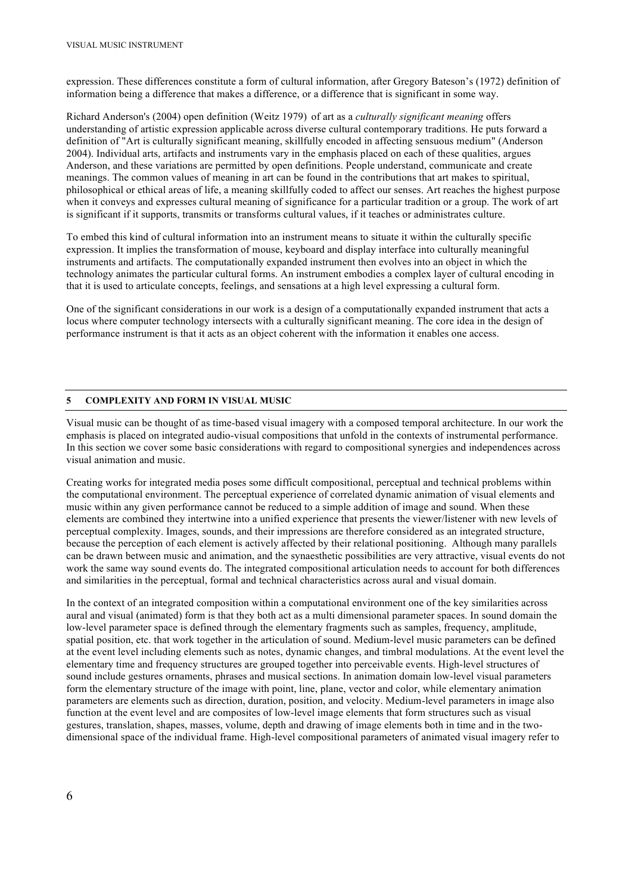expression. These differences constitute a form of cultural information, after Gregory Bateson's (1972) definition of information being a difference that makes a difference, or a difference that is significant in some way.

Richard Anderson's (2004) open definition (Weitz 1979) of art as a *culturally significant meaning* offers understanding of artistic expression applicable across diverse cultural contemporary traditions. He puts forward a definition of "Art is culturally significant meaning, skillfully encoded in affecting sensuous medium" (Anderson 2004). Individual arts, artifacts and instruments vary in the emphasis placed on each of these qualities, argues Anderson, and these variations are permitted by open definitions. People understand, communicate and create meanings. The common values of meaning in art can be found in the contributions that art makes to spiritual, philosophical or ethical areas of life, a meaning skillfully coded to affect our senses. Art reaches the highest purpose when it conveys and expresses cultural meaning of significance for a particular tradition or a group. The work of art is significant if it supports, transmits or transforms cultural values, if it teaches or administrates culture.

To embed this kind of cultural information into an instrument means to situate it within the culturally specific expression. It implies the transformation of mouse, keyboard and display interface into culturally meaningful instruments and artifacts. The computationally expanded instrument then evolves into an object in which the technology animates the particular cultural forms. An instrument embodies a complex layer of cultural encoding in that it is used to articulate concepts, feelings, and sensations at a high level expressing a cultural form.

One of the significant considerations in our work is a design of a computationally expanded instrument that acts a locus where computer technology intersects with a culturally significant meaning. The core idea in the design of performance instrument is that it acts as an object coherent with the information it enables one access.

## 5 COMPLEXITY AND FORM IN VISUAL MUSIC

Visual music can be thought of as time-based visual imagery with a composed temporal architecture. In our work the emphasis is placed on integrated audio-visual compositions that unfold in the contexts of instrumental performance. In this section we cover some basic considerations with regard to compositional synergies and independences across visual animation and music.

Creating works for integrated media poses some difficult compositional, perceptual and technical problems within the computational environment. The perceptual experience of correlated dynamic animation of visual elements and music within any given performance cannot be reduced to a simple addition of image and sound. When these elements are combined they intertwine into a unified experience that presents the viewer/listener with new levels of perceptual complexity. Images, sounds, and their impressions are therefore considered as an integrated structure, because the perception of each element is actively affected by their relational positioning. Although many parallels can be drawn between music and animation, and the synaesthetic possibilities are very attractive, visual events do not work the same way sound events do. The integrated compositional articulation needs to account for both differences and similarities in the perceptual, formal and technical characteristics across aural and visual domain.

In the context of an integrated composition within a computational environment one of the key similarities across aural and visual (animated) form is that they both act as a multi dimensional parameter spaces. In sound domain the low-level parameter space is defined through the elementary fragments such as samples, frequency, amplitude, spatial position, etc. that work together in the articulation of sound. Medium-level music parameters can be defined at the event level including elements such as notes, dynamic changes, and timbral modulations. At the event level the elementary time and frequency structures are grouped together into perceivable events. High-level structures of sound include gestures ornaments, phrases and musical sections. In animation domain low-level visual parameters form the elementary structure of the image with point, line, plane, vector and color, while elementary animation parameters are elements such as direction, duration, position, and velocity. Medium-level parameters in image also function at the event level and are composites of low-level image elements that form structures such as visual gestures, translation, shapes, masses, volume, depth and drawing of image elements both in time and in the two-dimensional space of the individual frame. High-level compositional parameters of animated visual imagery refer to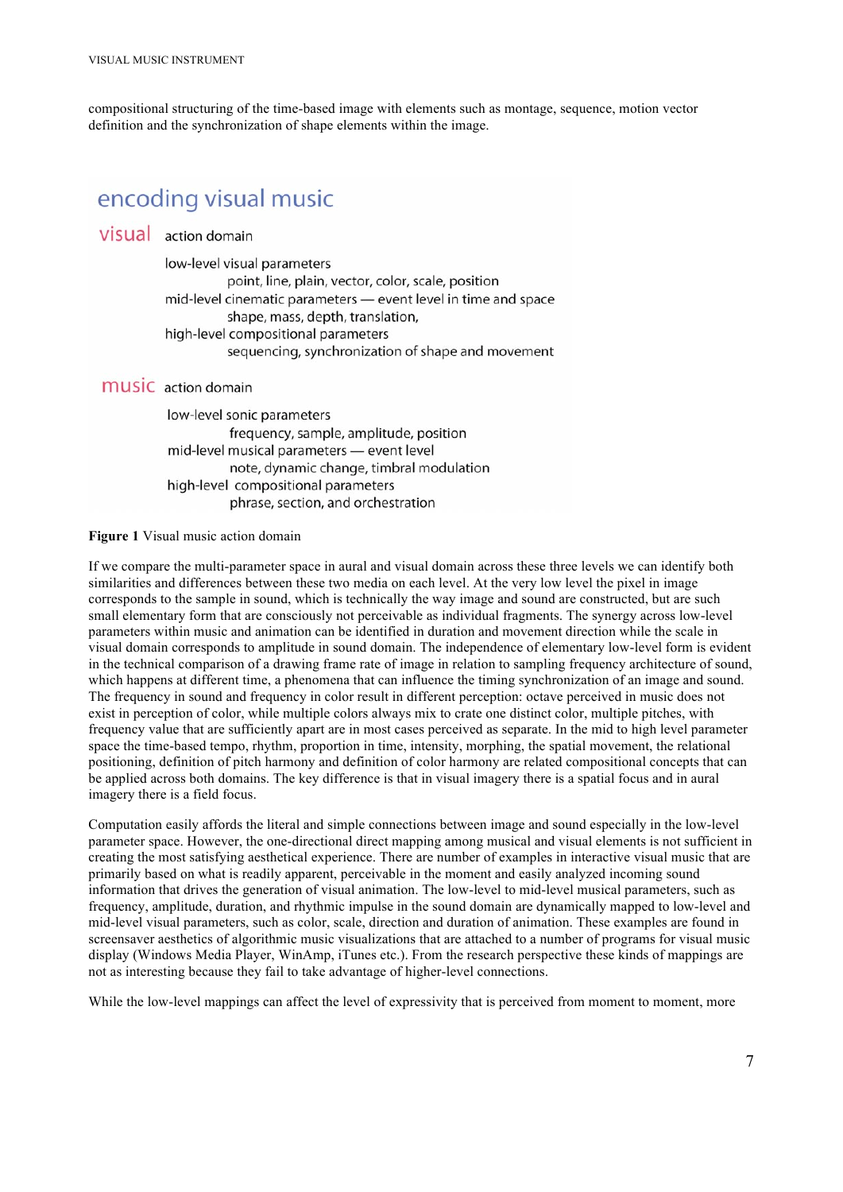compositional structuring of the time-based image with elements such as montage, sequence, motion vector definition and the synchronization of shape elements within the image.

encoding visual music

visual action domain

low-level visual parameters
point, line, plain, vector, color, scale, position
mid-level cinematic parameters — event level in time and space
shape, mass, depth, translation,
high-level compositional parameters
sequencing, synchronization of shape and movement

music action domain

low-level sonic parameters
frequency, sample, amplitude, position
mid-level musical parameters — event level
note, dynamic change, timbral modulation
high-level compositional parameters
phrase, section, and orchestration

**Figure 1** Visual music action domain

If we compare the multi-parameter space in aural and visual domain across these three levels we can identify both similarities and differences between these two media on each level. At the very low level the pixel in image corresponds to the sample in sound, which is technically the way image and sound are constructed, but are such small elementary form that are consciously not perceivable as individual fragments. The synergy across low-level parameters within music and animation can be identified in duration and movement direction while the scale in visual domain corresponds to amplitude in sound domain. The independence of elementary low-level form is evident in the technical comparison of a drawing frame rate of image in relation to sampling frequency architecture of sound, which happens at different time, a phenomena that can influence the timing synchronization of an image and sound. The frequency in sound and frequency in color result in different perception: octave perceived in music does not exist in perception of color, while multiple colors always mix to crate one distinct color, multiple pitches, with frequency value that are sufficiently apart are in most cases perceived as separate. In the mid to high level parameter space the time-based tempo, rhythm, proportion in time, intensity, morphing, the spatial movement, the relational positioning, definition of pitch harmony and definition of color harmony are related compositional concepts that can be applied across both domains. The key difference is that in visual imagery there is a spatial focus and in aural imagery there is a field focus.

Computation easily affords the literal and simple connections between image and sound especially in the low-level parameter space. However, the one-directional direct mapping among musical and visual elements is not sufficient in creating the most satisfying aesthetical experience. There are number of examples in interactive visual music that are primarily based on what is readily apparent, perceivable in the moment and easily analyzed incoming sound information that drives the generation of visual animation. The low-level to mid-level musical parameters, such as frequency, amplitude, duration, and rhythmic impulse in the sound domain are dynamically mapped to low-level and mid-level visual parameters, such as color, scale, direction and duration of animation. These examples are found in screensaver aesthetics of algorithmic music visualizations that are attached to a number of programs for visual music display (Windows Media Player, WinAmp, iTunes etc.). From the research perspective these kinds of mappings are not as interesting because they fail to take advantage of higher-level connections.

While the low-level mappings can affect the level of expressivity that is perceived from moment to moment, more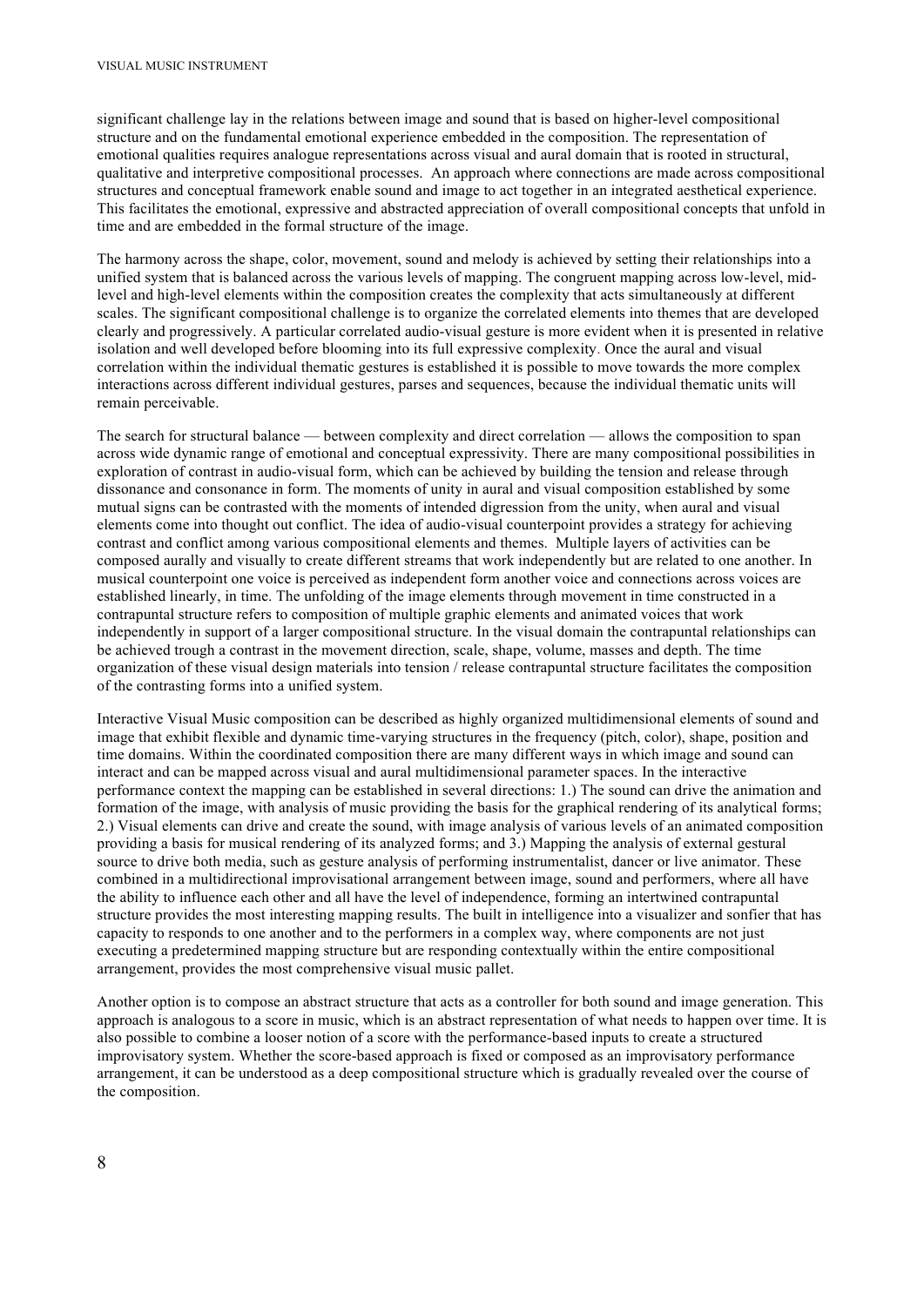significant challenge lay in the relations between image and sound that is based on higher-level compositional structure and on the fundamental emotional experience embedded in the composition. The representation of emotional qualities requires analogue representations across visual and aural domain that is rooted in structural, qualitative and interpretive compositional processes. An approach where connections are made across compositional structures and conceptual framework enable sound and image to act together in an integrated aesthetical experience. This facilitates the emotional, expressive and abstracted appreciation of overall compositional concepts that unfold in time and are embedded in the formal structure of the image.

The harmony across the shape, color, movement, sound and melody is achieved by setting their relationships into a unified system that is balanced across the various levels of mapping. The congruent mapping across low-level, mid-level and high-level elements within the composition creates the complexity that acts simultaneously at different scales. The significant compositional challenge is to organize the correlated elements into themes that are developed clearly and progressively. A particular correlated audio-visual gesture is more evident when it is presented in relative isolation and well developed before blooming into its full expressive complexity. Once the aural and visual correlation within the individual thematic gestures is established it is possible to move towards the more complex interactions across different individual gestures, parses and sequences, because the individual thematic units will remain perceivable.

The search for structural balance — between complexity and direct correlation — allows the composition to span across wide dynamic range of emotional and conceptual expressivity. There are many compositional possibilities in exploration of contrast in audio-visual form, which can be achieved by building the tension and release through dissonance and consonance in form. The moments of unity in aural and visual composition established by some mutual signs can be contrasted with the moments of intended digression from the unity, when aural and visual elements come into thought out conflict. The idea of audio-visual counterpoint provides a strategy for achieving contrast and conflict among various compositional elements and themes. Multiple layers of activities can be composed aurally and visually to create different streams that work independently but are related to one another. In musical counterpoint one voice is perceived as independent form another voice and connections across voices are established linearly, in time. The unfolding of the image elements through movement in time constructed in a contrapuntal structure refers to composition of multiple graphic elements and animated voices that work independently in support of a larger compositional structure. In the visual domain the contrapuntal relationships can be achieved trough a contrast in the movement direction, scale, shape, volume, masses and depth. The time organization of these visual design materials into tension / release contrapuntal structure facilitates the composition of the contrasting forms into a unified system.

Interactive Visual Music composition can be described as highly organized multidimensional elements of sound and image that exhibit flexible and dynamic time-varying structures in the frequency (pitch, color), shape, position and time domains. Within the coordinated composition there are many different ways in which image and sound can interact and can be mapped across visual and aural multidimensional parameter spaces. In the interactive performance context the mapping can be established in several directions: 1.) The sound can drive the animation and formation of the image, with analysis of music providing the basis for the graphical rendering of its analytical forms; 2.) Visual elements can drive and create the sound, with image analysis of various levels of an animated composition providing a basis for musical rendering of its analyzed forms; and 3.) Mapping the analysis of external gestural source to drive both media, such as gesture analysis of performing instrumentalist, dancer or live animator. These combined in a multidirectional improvisational arrangement between image, sound and performers, where all have the ability to influence each other and all have the level of independence, forming an intertwined contrapuntal structure provides the most interesting mapping results. The built in intelligence into a visualizer and sonfier that has capacity to responds to one another and to the performers in a complex way, where components are not just executing a predetermined mapping structure but are responding contextually within the entire compositional arrangement, provides the most comprehensive visual music pallet.

Another option is to compose an abstract structure that acts as a controller for both sound and image generation. This approach is analogous to a score in music, which is an abstract representation of what needs to happen over time. It is also possible to combine a looser notion of a score with the performance-based inputs to create a structured improvisatory system. Whether the score-based approach is fixed or composed as an improvisatory performance arrangement, it can be understood as a deep compositional structure which is gradually revealed over the course of the composition.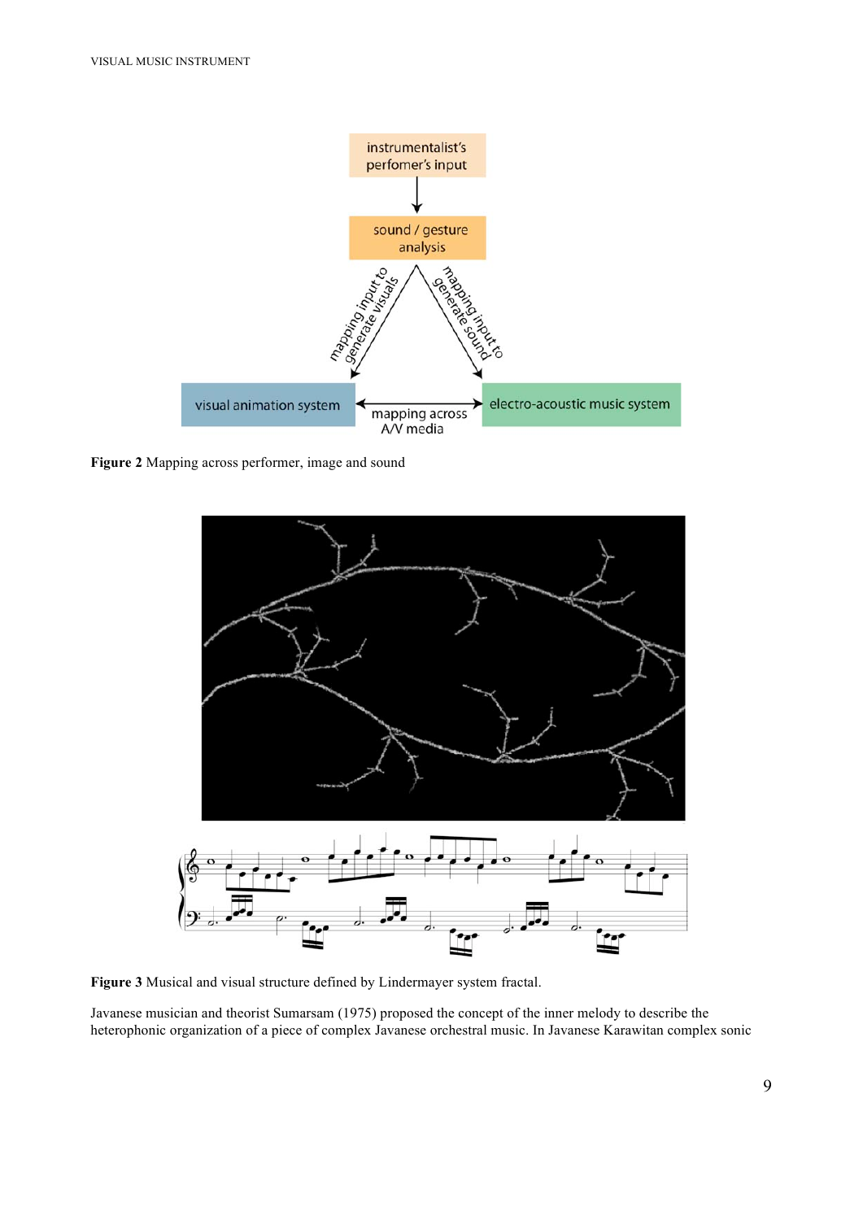**Figure 2** Mapping across performer, image and sound

**Figure 3** Musical and visual structure defined by Lindermayer system fractal.

Javanese musician and theorist Sumarsam (1975) proposed the concept of the inner melody to describe the heterophonic organization of a piece of complex Javanese orchestral music. In Javanese Karawitan complex sonic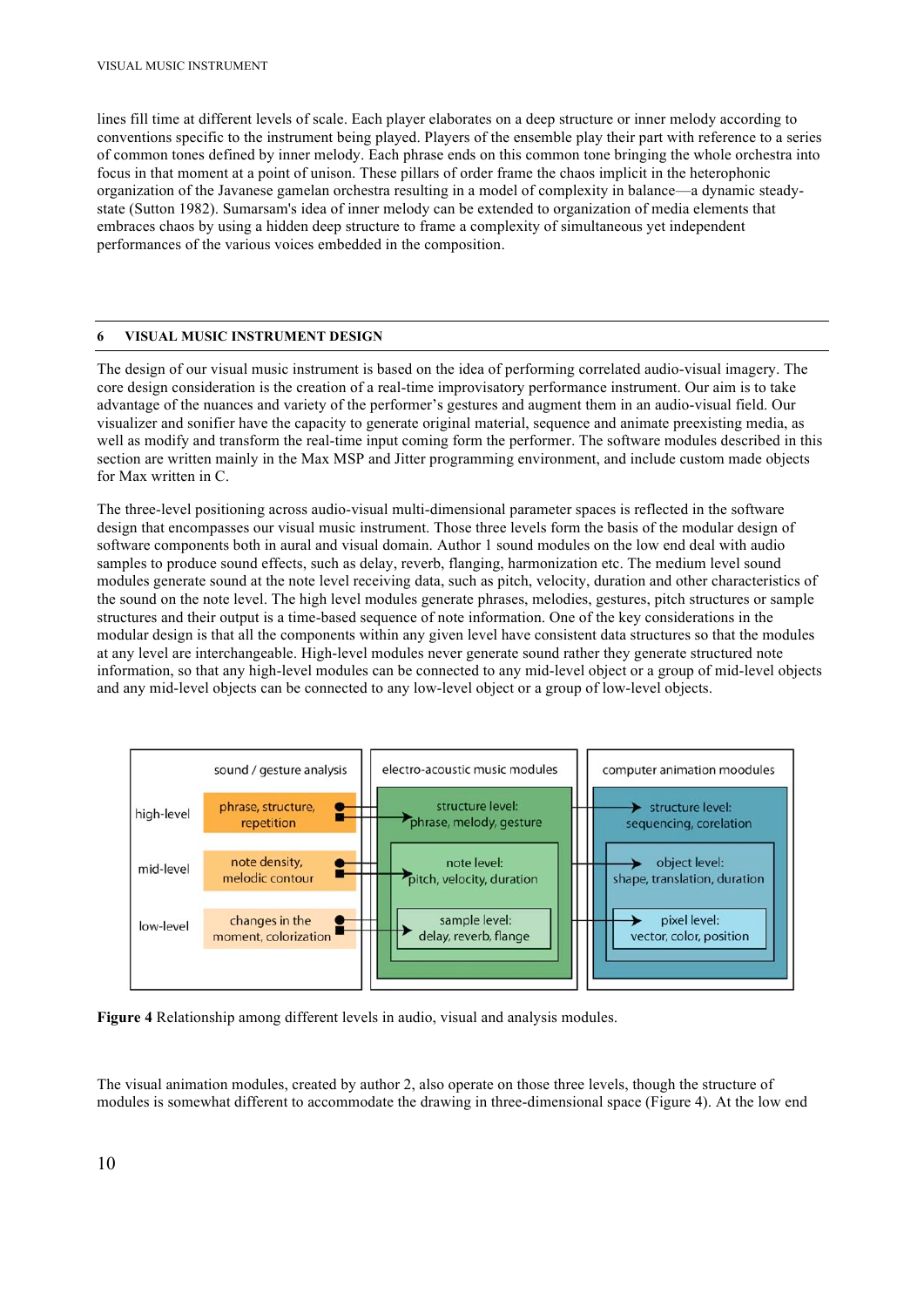lines fill time at different levels of scale. Each player elaborates on a deep structure or inner melody according to conventions specific to the instrument being played. Players of the ensemble play their part with reference to a series of common tones defined by inner melody. Each phrase ends on this common tone bringing the whole orchestra into focus in that moment at a point of unison. These pillars of order frame the chaos implicit in the heterophonic organization of the Javanese gamelan orchestra resulting in a model of complexity in balance—a dynamic steady-state (Sutton 1982). Sumarsam's idea of inner melody can be extended to organization of media elements that embraces chaos by using a hidden deep structure to frame a complexity of simultaneous yet independent performances of the various voices embedded in the composition.

## 6 VISUAL MUSIC INSTRUMENT DESIGN

The design of our visual music instrument is based on the idea of performing correlated audio-visual imagery. The core design consideration is the creation of a real-time improvisatory performance instrument. Our aim is to take advantage of the nuances and variety of the performer's gestures and augment them in an audio-visual field. Our visualizer and sonifier have the capacity to generate original material, sequence and animate preexisting media, as well as modify and transform the real-time input coming form the performer. The software modules described in this section are written mainly in the Max MSP and Jitter programming environment, and include custom made objects for Max written in C.

The three-level positioning across audio-visual multi-dimensional parameter spaces is reflected in the software design that encompasses our visual music instrument. Those three levels form the basis of the modular design of software components both in aural and visual domain. Author 1 sound modules on the low end deal with audio samples to produce sound effects, such as delay, reverb, flanging, harmonization etc. The medium level sound modules generate sound at the note level receiving data, such as pitch, velocity, duration and other characteristics of the sound on the note level. The high level modules generate phrases, melodies, gestures, pitch structures or sample structures and their output is a time-based sequence of note information. One of the key considerations in the modular design is that all the components within any given level have consistent data structures so that the modules at any level are interchangeable. High-level modules never generate sound rather they generate structured note information, so that any high-level modules can be connected to any mid-level object or a group of mid-level objects and any mid-level objects can be connected to any low-level object or a group of low-level objects.

| | sound / gesture analysis | electro-acoustic music modules | computer animation moodules |
|---|---|---|---|
| high-level | phrase, structure, repetition | structure level: phrase, melody, gesture | structure level: sequencing, corelation |
| mid-level | note density, melodic contour | note level: pitch, velocity, duration | object level: shape, translation, duration |
| low-level | changes in the moment, colorization | sample level: delay, reverb, flange | pixel level: vector, color, position |

**Figure 4** Relationship among different levels in audio, visual and analysis modules.

The visual animation modules, created by author 2, also operate on those three levels, though the structure of modules is somewhat different to accommodate the drawing in three-dimensional space (Figure 4). At the low end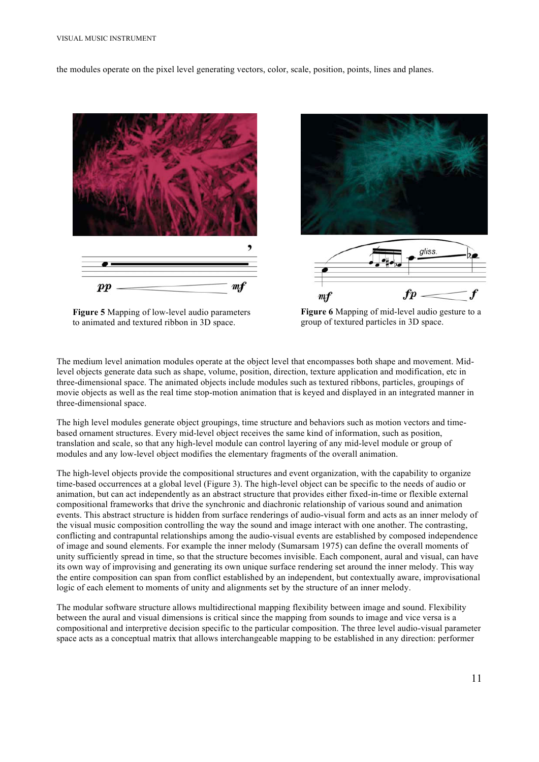the modules operate on the pixel level generating vectors, color, scale, position, points, lines and planes.

**Figure 5** Mapping of low-level audio parameters to animated and textured ribbon in 3D space.

**Figure 6** Mapping of mid-level audio gesture to a group of textured particles in 3D space.

The medium level animation modules operate at the object level that encompasses both shape and movement. Mid-level objects generate data such as shape, volume, position, direction, texture application and modification, etc in three-dimensional space. The animated objects include modules such as textured ribbons, particles, groupings of movie objects as well as the real time stop-motion animation that is keyed and displayed in an integrated manner in three-dimensional space.

The high level modules generate object groupings, time structure and behaviors such as motion vectors and time-based ornament structures. Every mid-level object receives the same kind of information, such as position, translation and scale, so that any high-level module can control layering of any mid-level module or group of modules and any low-level object modifies the elementary fragments of the overall animation.

The high-level objects provide the compositional structures and event organization, with the capability to organize time-based occurrences at a global level (Figure 3). The high-level object can be specific to the needs of audio or animation, but can act independently as an abstract structure that provides either fixed-in-time or flexible external compositional frameworks that drive the synchronic and diachronic relationship of various sound and animation events. This abstract structure is hidden from surface renderings of audio-visual form and acts as an inner melody of the visual music composition controlling the way the sound and image interact with one another. The contrasting, conflicting and contrapuntal relationships among the audio-visual events are established by composed independence of image and sound elements. For example the inner melody (Sumarsam 1975) can define the overall moments of unity sufficiently spread in time, so that the structure becomes invisible. Each component, aural and visual, can have its own way of improvising and generating its own unique surface rendering set around the inner melody. This way the entire composition can span from conflict established by an independent, but contextually aware, improvisational logic of each element to moments of unity and alignments set by the structure of an inner melody.

The modular software structure allows multidirectional mapping flexibility between image and sound. Flexibility between the aural and visual dimensions is critical since the mapping from sounds to image and vice versa is a compositional and interpretive decision specific to the particular composition. The three level audio-visual parameter space acts as a conceptual matrix that allows interchangeable mapping to be established in any direction: performer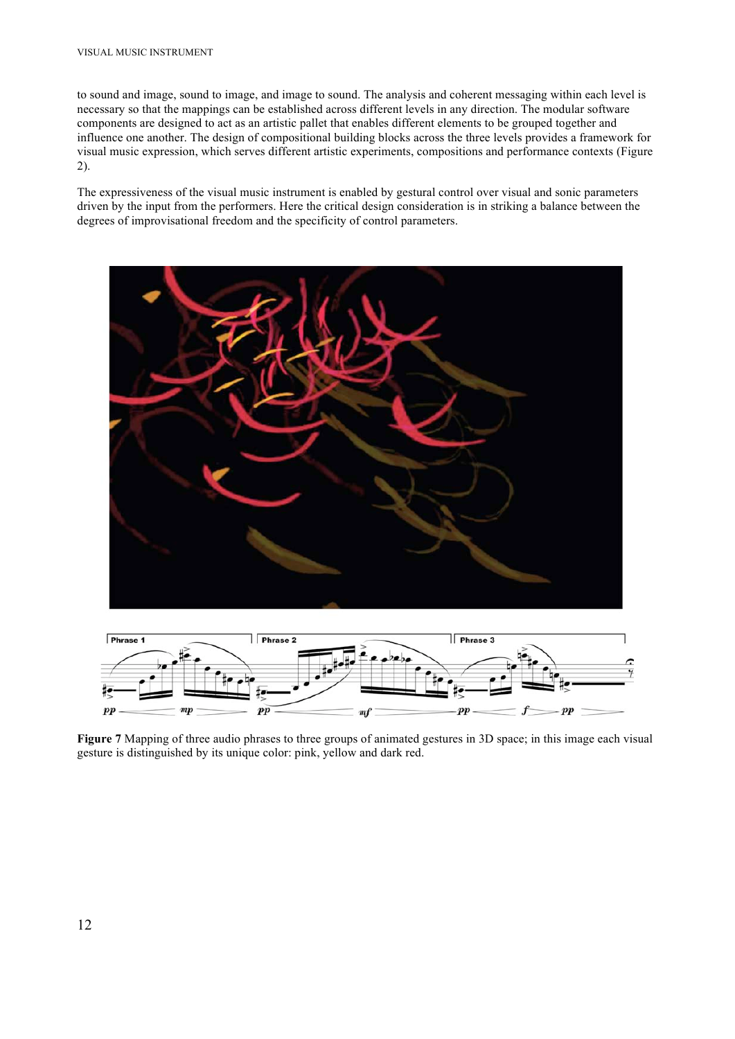to sound and image, sound to image, and image to sound. The analysis and coherent messaging within each level is necessary so that the mappings can be established across different levels in any direction. The modular software components are designed to act as an artistic pallet that enables different elements to be grouped together and influence one another. The design of compositional building blocks across the three levels provides a framework for visual music expression, which serves different artistic experiments, compositions and performance contexts (Figure 2).

The expressiveness of the visual music instrument is enabled by gestural control over visual and sonic parameters driven by the input from the performers. Here the critical design consideration is in striking a balance between the degrees of improvisational freedom and the specificity of control parameters.

**Figure 7** Mapping of three audio phrases to three groups of animated gestures in 3D space; in this image each visual gesture is distinguished by its unique color: pink, yellow and dark red.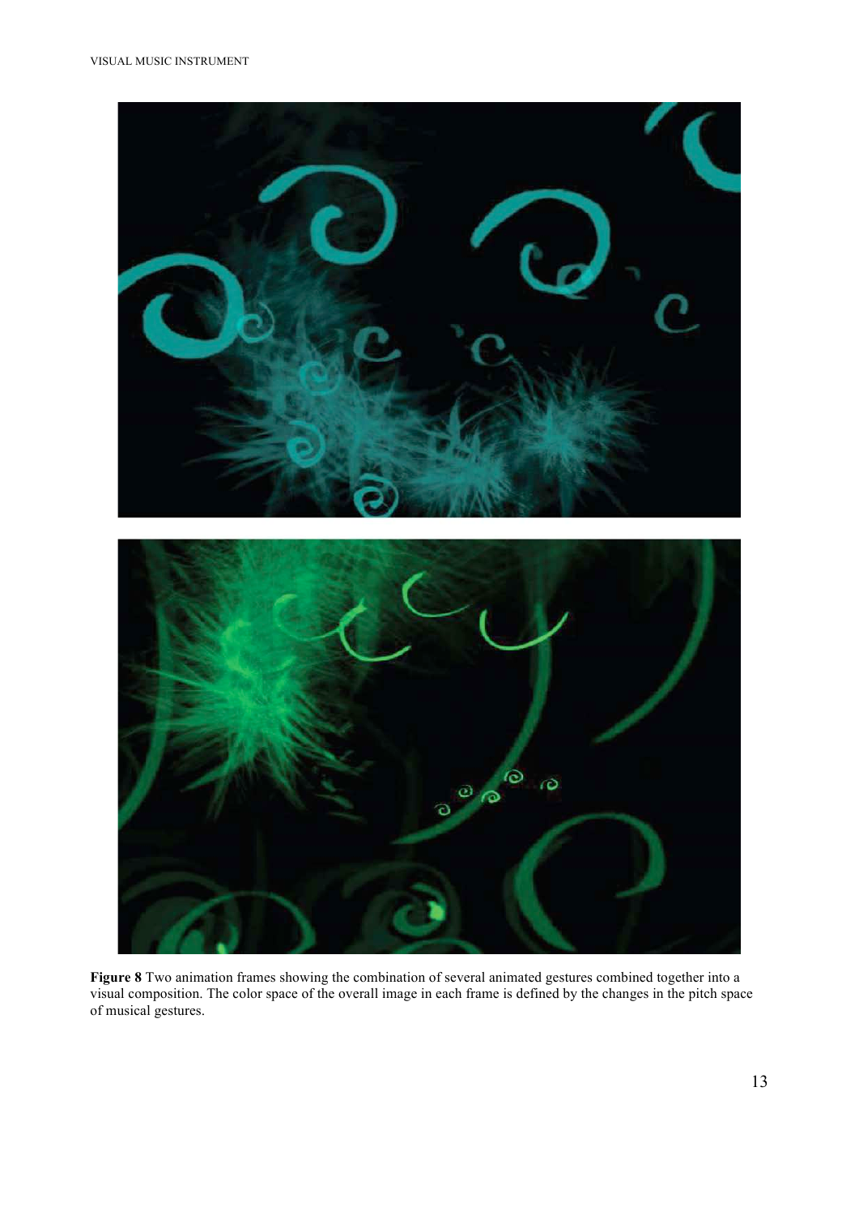**Figure 8** Two animation frames showing the combination of several animated gestures combined together into a visual composition. The color space of the overall image in each frame is defined by the changes in the pitch space of musical gestures.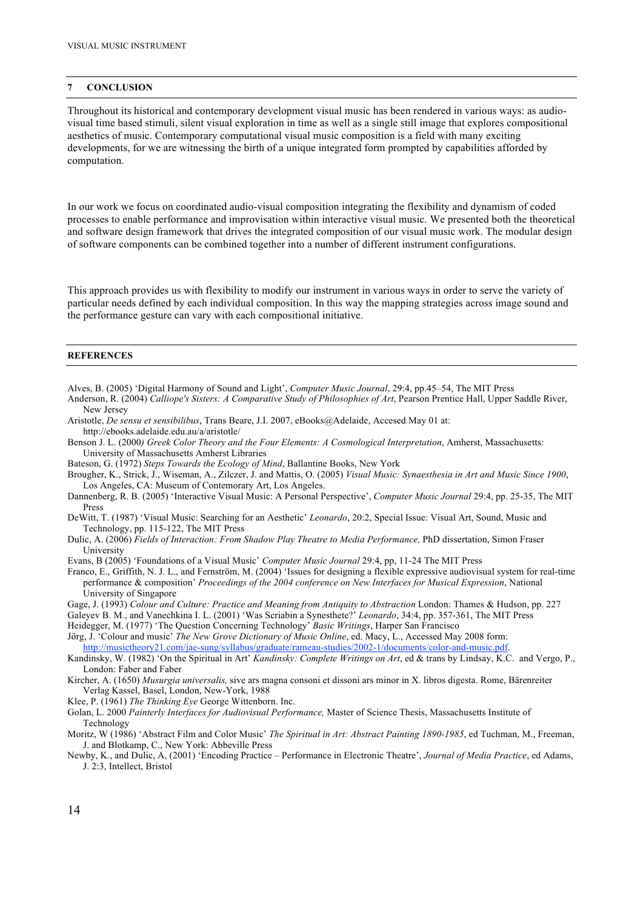## 7 CONCLUSION

Throughout its historical and contemporary development visual music has been rendered in various ways: as audio-visual time based stimuli, silent visual exploration in time as well as a single still image that explores compositional aesthetics of music. Contemporary computational visual music composition is a field with many exciting developments, for we are witnessing the birth of a unique integrated form prompted by capabilities afforded by computation.

In our work we focus on coordinated audio-visual composition integrating the flexibility and dynamism of coded processes to enable performance and improvisation within interactive visual music. We presented both the theoretical and software design framework that drives the integrated composition of our visual music work. The modular design of software components can be combined together into a number of different instrument configurations.

This approach provides us with flexibility to modify our instrument in various ways in order to serve the variety of particular needs defined by each individual composition. In this way the mapping strategies across image sound and the performance gesture can vary with each compositional initiative.

## REFERENCES

Alves, B. (2005) 'Digital Harmony of Sound and Light', *Computer Music Journal*, 29:4, pp.45–54, The MIT Press

Anderson, R. (2004) *Calliope's Sisters: A Comparative Study of Philosophies of Art*, Pearson Prentice Hall, Upper Saddle River, New Jersey

Aristotle, *De sensu et sensibilibus*, Trans Beare, J.I. 2007, eBooks@Adelaide, Accesed May 01 at: http://ebooks.adelaide.edu.au/a/aristotle/

Benson J. L. (2000*) Greek Color Theory and the Four Elements: A Cosmological Interpretation*, Amherst, Massachusetts: University of Massachusetts Amherst Libraries

Bateson, G. (1972) *Steps Towards the Ecology of Mind*, Ballantine Books, New York

Brougher, K., Strick, J., Wiseman, A., Zilczer, J. and Mattis, O. (2005) *Visual Music: Synaesthesia in Art and Music Since 1900*, Los Angeles, CA: Museum of Contemorary Art, Los Angeles.

Dannenberg, R. B. (2005) 'Interactive Visual Music: A Personal Perspective', *Computer Music Journal* 29:4, pp. 25-35, The MIT Press

DeWitt, T. (1987) 'Visual Music: Searching for an Aesthetic' *Leonardo*, 20:2, Special Issue: Visual Art, Sound, Music and Technology, pp. 115-122, The MIT Press

Dulic, A. (2006) *Fields of Interaction: From Shadow Play Theatre to Media Performance,* PhD dissertation, Simon Fraser University

Evans, B (2005) 'Foundations of a Visual Music' *Computer Music Journal* 29:4, pp, 11-24 The MIT Press

Franco, E., Griffith, N. J. L., and Fernström, M. (2004) 'Issues for designing a flexible expressive audiovisual system for real-time performance & composition' *Proceedings of the 2004 conference on New Interfaces for Musical Expression*, National University of Singapore

Gage, J. (1993) *Colour and Culture: Practice and Meaning from Antiquity to Abstraction* London: Thames & Hudson, pp. 227

Galeyev B. M., and Vanechkina I. L. (2001) 'Was Scriabin a Synesthete?' *Leonardo*, 34:4, pp. 357-361, The MIT Press

Heidegger, M. (1977) 'The Question Concerning Technology' *Basic Writings*, Harper San Francisco

Jörg, J. 'Colour and music' *The New Grove Dictionary of Music Online*, ed. Macy, L., Accessed May 2008 form: http://musictheory21.com/jae-sung/syllabus/graduate/rameau-studies/2002-1/documents/color-and-music.pdf.

Kandinsky, W. (1982) 'On the Spiritual in Art' *Kandinsky: Complete Writings on Art*, ed & trans by Lindsay, K.C. and Vergo, P., London: Faber and Faber

Kircher, A. (1650) *Musurgia universalis,* sive ars magna consoni et dissoni ars minor in X. libros digesta. Rome, Bärenreiter Verlag Kassel, Basel, London, New-York, 1988

Klee, P. (1961) *The Thinking Eye* George Wittenborn. Inc.

Golan, L. 2000 *Painterly Interfaces for Audiovisual Performance,* Master of Science Thesis, Massachusetts Institute of Technology

Moritz, W (1986) 'Abstract Film and Color Music' *The Spiritual in Art: Abstract Painting 1890-1985*, ed Tuchman, M., Freeman, J. and Blotkamp, C., New York: Abbeville Press

Newby, K., and Dulic, A, (2001) 'Encoding Practice – Performance in Electronic Theatre', *Journal of Media Practice*, ed Adams, J. 2:3, Intellect, Bristol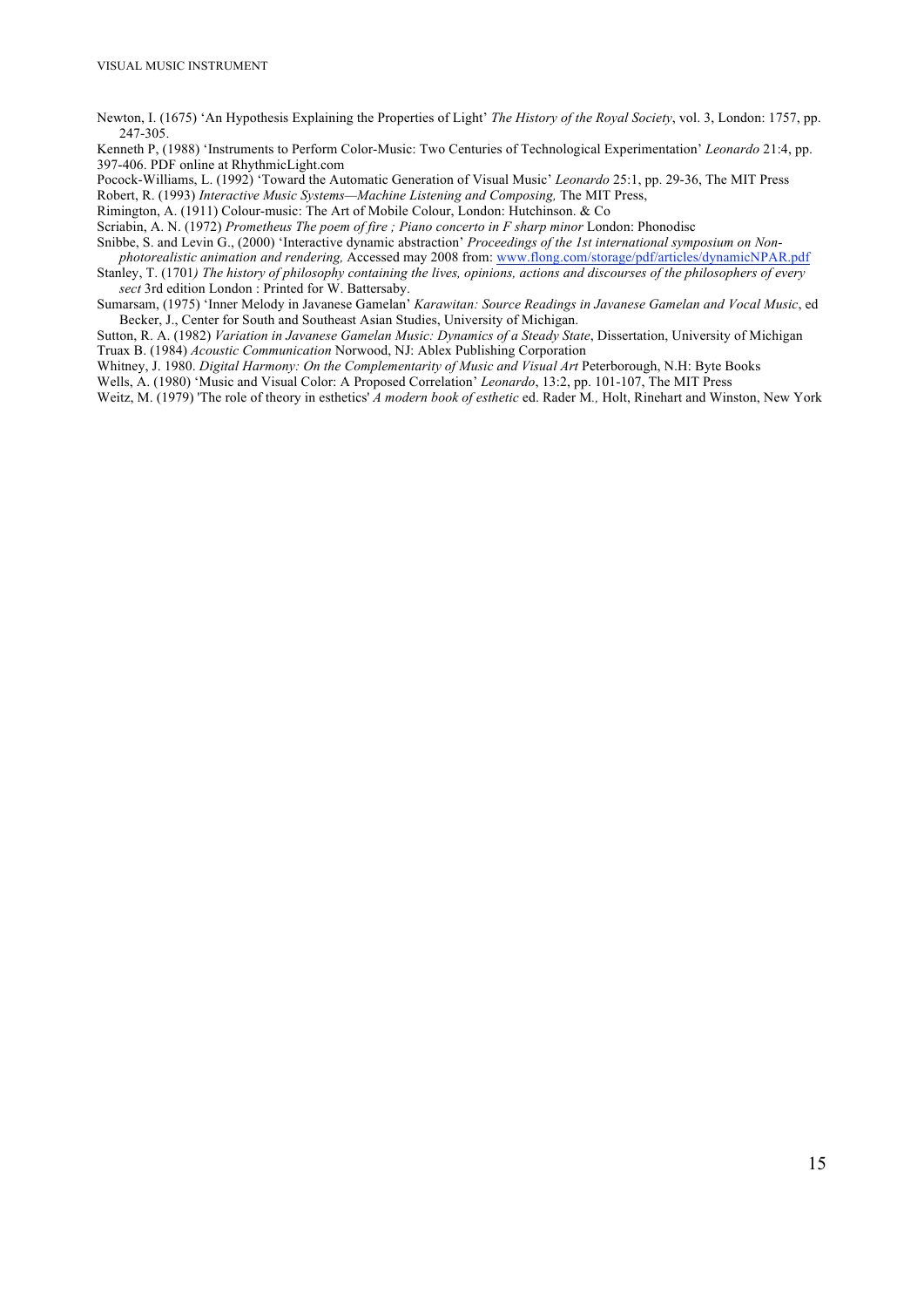Newton, I. (1675) 'An Hypothesis Explaining the Properties of Light' *The History of the Royal Society*, vol. 3, London: 1757, pp. 247-305.

Kenneth P, (1988) 'Instruments to Perform Color-Music: Two Centuries of Technological Experimentation' *Leonardo* 21:4, pp. 397-406. PDF online at RhythmicLight.com

Pocock-Williams, L. (1992) 'Toward the Automatic Generation of Visual Music' *Leonardo* 25:1, pp. 29-36, The MIT Press

Robert, R. (1993) *Interactive Music Systems—Machine Listening and Composing,* The MIT Press,

Rimington, A. (1911) Colour-music: The Art of Mobile Colour, London: Hutchinson. & Co

Scriabin, A. N. (1972) *Prometheus The poem of fire ; Piano concerto in F sharp minor* London: Phonodisc

Snibbe, S. and Levin G., (2000) 'Interactive dynamic abstraction' *Proceedings of the 1st international symposium on Non-photorealistic animation and rendering,* Accessed may 2008 from: www.flong.com/storage/pdf/articles/dynamicNPAR.pdf

Stanley, T. (1701*) The history of philosophy containing the lives, opinions, actions and discourses of the philosophers of every sect* 3rd edition London : Printed for W. Battersaby.

Sumarsam, (1975) 'Inner Melody in Javanese Gamelan' *Karawitan: Source Readings in Javanese Gamelan and Vocal Music*, ed Becker, J., Center for South and Southeast Asian Studies, University of Michigan.

Sutton, R. A. (1982) *Variation in Javanese Gamelan Music: Dynamics of a Steady State*, Dissertation, University of Michigan

Truax B. (1984) *Acoustic Communication* Norwood, NJ: Ablex Publishing Corporation

Whitney, J. 1980. *Digital Harmony: On the Complementarity of Music and Visual Art* Peterborough, N.H: Byte Books

Wells, A. (1980) 'Music and Visual Color: A Proposed Correlation' *Leonardo*, 13:2, pp. 101-107, The MIT Press

Weitz, M. (1979) 'The role of theory in esthetics' *A modern book of esthetic* ed. Rader M.*,* Holt, Rinehart and Winston, New York